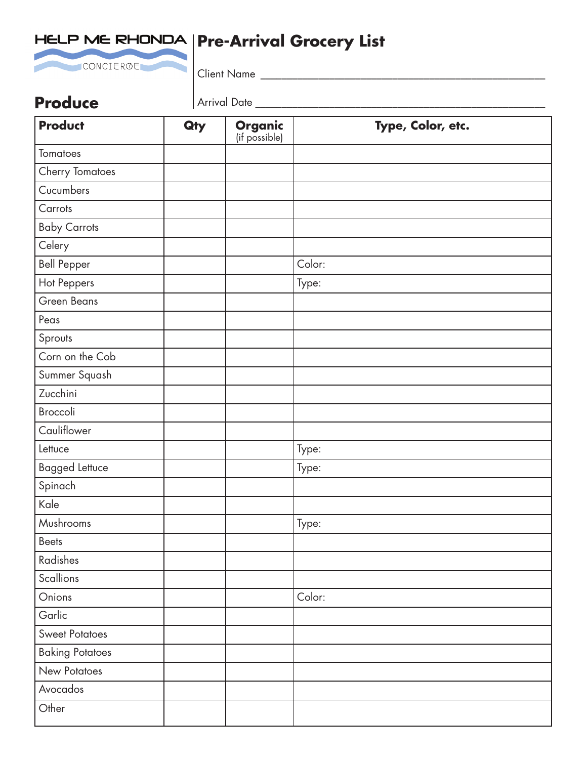HELP ME RHONDA CONCIERGE

# Pre-Arrival Grocery List

Client Name ____________________________________________

Arrival Date ____________________________________________

## Produce

| Product | Qty | Organic (if possible) | Type, Color, etc. |
|---|---|---|---|
| Tomatoes | | | |
| Cherry Tomatoes | | | |
| Cucumbers | | | |
| Carrots | | | |
| Baby Carrots | | | |
| Celery | | | |
| Bell Pepper | | | Color: |
| Hot Peppers | | | Type: |
| Green Beans | | | |
| Peas | | | |
| Sprouts | | | |
| Corn on the Cob | | | |
| Summer Squash | | | |
| Zucchini | | | |
| Broccoli | | | |
| Cauliflower | | | |
| Lettuce | | | Type: |
| Bagged Lettuce | | | Type: |
| Spinach | | | |
| Kale | | | |
| Mushrooms | | | Type: |
| Beets | | | |
| Radishes | | | |
| Scallions | | | |
| Onions | | | Color: |
| Garlic | | | |
| Sweet Potatoes | | | |
| Baking Potatoes | | | |
| New Potatoes | | | |
| Avocados | | | |
| Other | | | |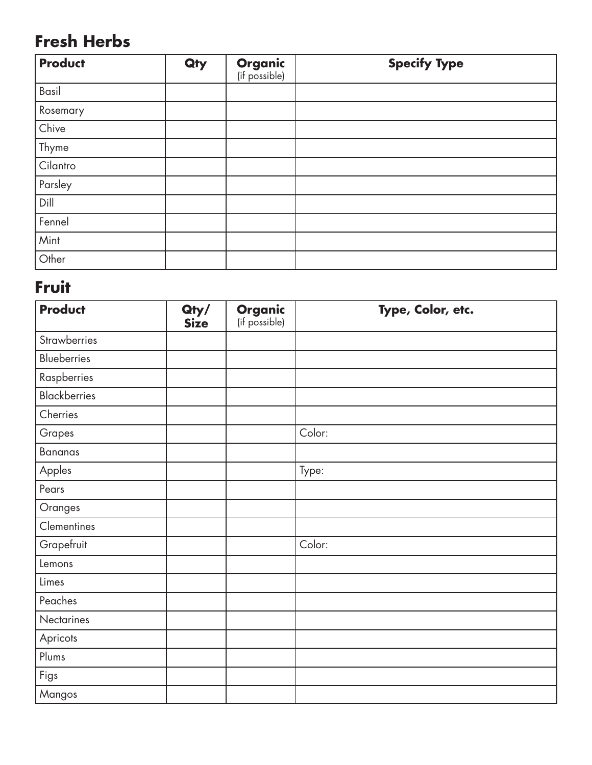## Fresh Herbs

| Product | Qty | Organic (if possible) | Specify Type |
| --- | --- | --- | --- |
| Basil | | | |
| Rosemary | | | |
| Chive | | | |
| Thyme | | | |
| Cilantro | | | |
| Parsley | | | |
| Dill | | | |
| Fennel | | | |
| Mint | | | |
| Other | | | |

## Fruit

| Product | Qty/ Size | Organic (if possible) | Type, Color, etc. |
| --- | --- | --- | --- |
| Strawberries | | | |
| Blueberries | | | |
| Raspberries | | | |
| Blackberries | | | |
| Cherries | | | |
| Grapes | | | Color: |
| Bananas | | | |
| Apples | | | Type: |
| Pears | | | |
| Oranges | | | |
| Clementines | | | |
| Grapefruit | | | Color: |
| Lemons | | | |
| Limes | | | |
| Peaches | | | |
| Nectarines | | | |
| Apricots | | | |
| Plums | | | |
| Figs | | | |
| Mangos | | | |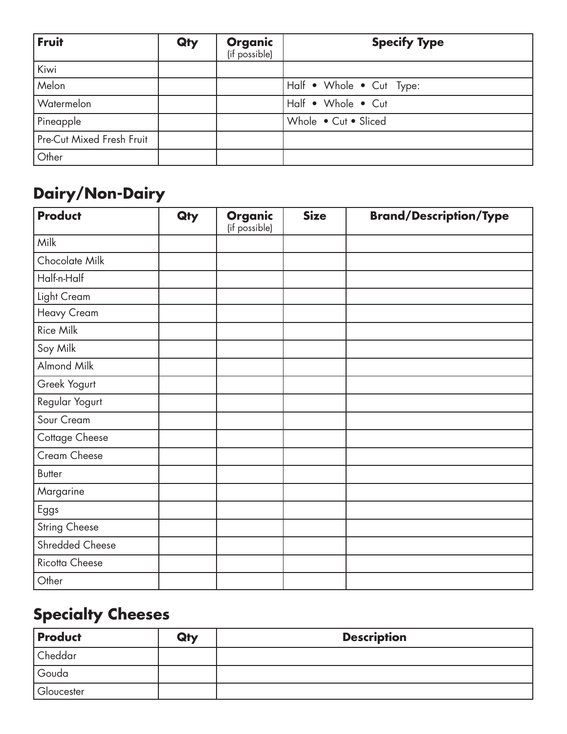| **Fruit** | **Qty** | **Organic** (if possible) | **Specify Type** |
|---|---|---|---|
| Kiwi | | | |
| Melon | | | Half • Whole • Cut Type: |
| Watermelon | | | Half • Whole • Cut |
| Pineapple | | | Whole • Cut • Sliced |
| Pre-Cut Mixed Fresh Fruit | | | |
| Other | | | |

## Dairy/Non-Dairy

| **Product** | **Qty** | **Organic** (if possible) | **Size** | **Brand/Description/Type** |
|---|---|---|---|---|
| Milk | | | | |
| Chocolate Milk | | | | |
| Half-n-Half | | | | |
| Light Cream | | | | |
| Heavy Cream | | | | |
| Rice Milk | | | | |
| Soy Milk | | | | |
| Almond Milk | | | | |
| Greek Yogurt | | | | |
| Regular Yogurt | | | | |
| Sour Cream | | | | |
| Cottage Cheese | | | | |
| Cream Cheese | | | | |
| Butter | | | | |
| Margarine | | | | |
| Eggs | | | | |
| String Cheese | | | | |
| Shredded Cheese | | | | |
| Ricotta Cheese | | | | |
| Other | | | | |

## Specialty Cheeses

| **Product** | **Qty** | **Description** |
|---|---|---|
| Cheddar | | |
| Gouda | | |
| Gloucester | | |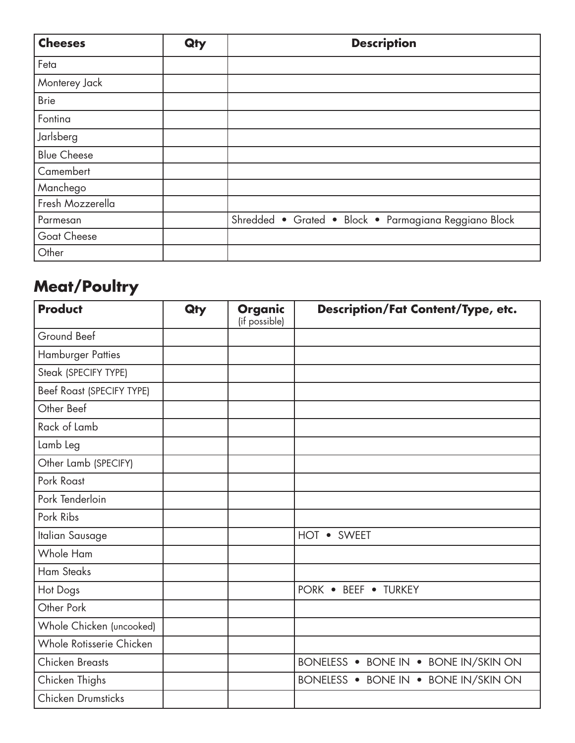| Cheeses | Qty | Description |
|---|---|---|
| Feta | | |
| Monterey Jack | | |
| Brie | | |
| Fontina | | |
| Jarlsberg | | |
| Blue Cheese | | |
| Camembert | | |
| Manchego | | |
| Fresh Mozzerella | | |
| Parmesan | | Shredded • Grated • Block • Parmagiana Reggiano Block |
| Goat Cheese | | |
| Other | | |

## Meat/Poultry

| Product | Qty | Organic (if possible) | Description/Fat Content/Type, etc. |
|---|---|---|---|
| Ground Beef | | | |
| Hamburger Patties | | | |
| Steak (SPECIFY TYPE) | | | |
| Beef Roast (SPECIFY TYPE) | | | |
| Other Beef | | | |
| Rack of Lamb | | | |
| Lamb Leg | | | |
| Other Lamb (SPECIFY) | | | |
| Pork Roast | | | |
| Pork Tenderloin | | | |
| Pork Ribs | | | |
| Italian Sausage | | | HOT • SWEET |
| Whole Ham | | | |
| Ham Steaks | | | |
| Hot Dogs | | | PORK • BEEF • TURKEY |
| Other Pork | | | |
| Whole Chicken (uncooked) | | | |
| Whole Rotisserie Chicken | | | |
| Chicken Breasts | | | BONELESS • BONE IN • BONE IN/SKIN ON |
| Chicken Thighs | | | BONELESS • BONE IN • BONE IN/SKIN ON |
| Chicken Drumsticks | | | |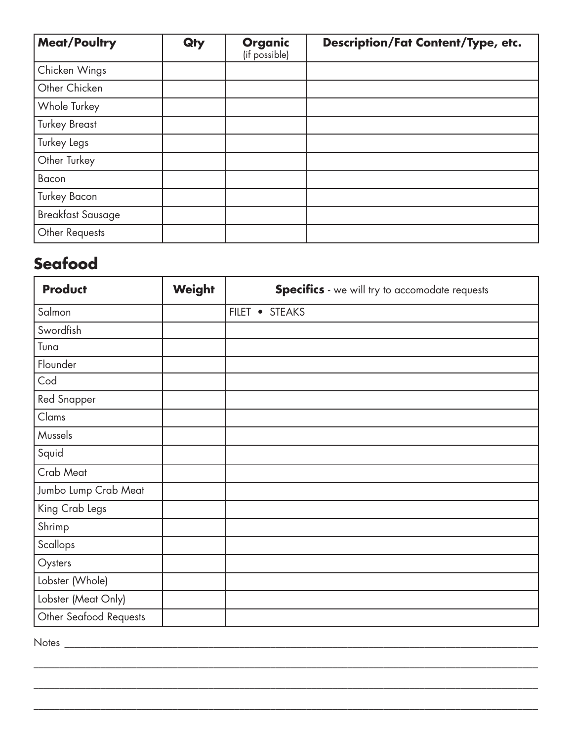| **Meat/Poultry** | **Qty** | **Organic** (if possible) | **Description/Fat Content/Type, etc.** |
|---|---|---|---|
| Chicken Wings | | | |
| Other Chicken | | | |
| Whole Turkey | | | |
| Turkey Breast | | | |
| Turkey Legs | | | |
| Other Turkey | | | |
| Bacon | | | |
| Turkey Bacon | | | |
| Breakfast Sausage | | | |
| Other Requests | | | |

## Seafood

| **Product** | **Weight** | **Specifics** - we will try to accomodate requests |
|---|---|---|
| Salmon | | FILET • STEAKS |
| Swordfish | | |
| Tuna | | |
| Flounder | | |
| Cod | | |
| Red Snapper | | |
| Clams | | |
| Mussels | | |
| Squid | | |
| Crab Meat | | |
| Jumbo Lump Crab Meat | | |
| King Crab Legs | | |
| Shrimp | | |
| Scallops | | |
| Oysters | | |
| Lobster (Whole) | | |
| Lobster (Meat Only) | | |
| Other Seafood Requests | | |

Notes ______________________________________________________________________________

___________________________________________________________________________________

___________________________________________________________________________________

___________________________________________________________________________________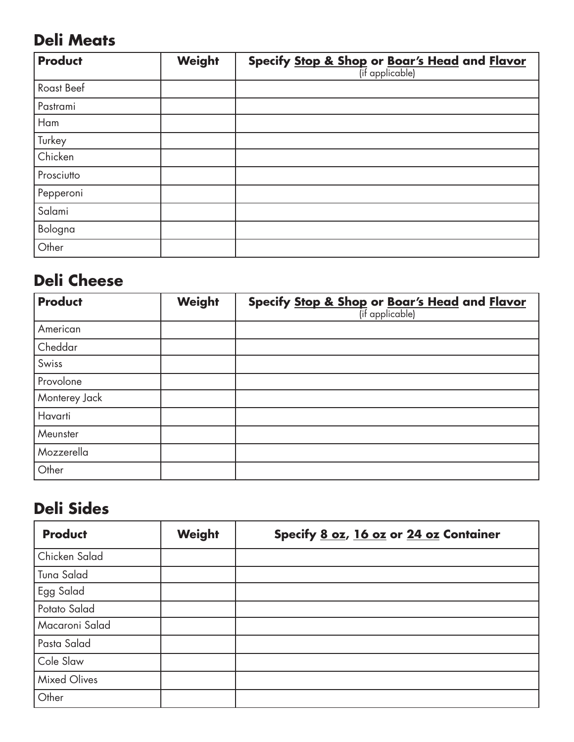## Deli Meats

| Product | Weight | Specify Stop & Shop or Boar's Head and Flavor (if applicable) |
| --- | --- | --- |
| Roast Beef | | |
| Pastrami | | |
| Ham | | |
| Turkey | | |
| Chicken | | |
| Prosciutto | | |
| Pepperoni | | |
| Salami | | |
| Bologna | | |
| Other | | |

## Deli Cheese

| Product | Weight | Specify Stop & Shop or Boar's Head and Flavor (if applicable) |
| --- | --- | --- |
| American | | |
| Cheddar | | |
| Swiss | | |
| Provolone | | |
| Monterey Jack | | |
| Havarti | | |
| Meunster | | |
| Mozzerella | | |
| Other | | |

## Deli Sides

| Product | Weight | Specify 8 oz, 16 oz or 24 oz Container |
| --- | --- | --- |
| Chicken Salad | | |
| Tuna Salad | | |
| Egg Salad | | |
| Potato Salad | | |
| Macaroni Salad | | |
| Pasta Salad | | |
| Cole Slaw | | |
| Mixed Olives | | |
| Other | | |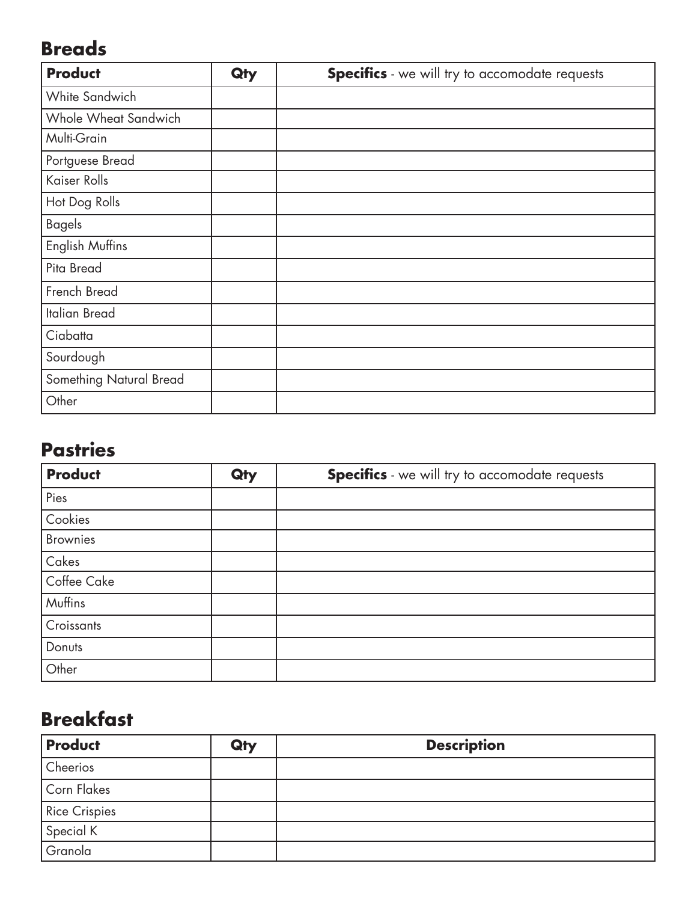## Breads

| Product | Qty | **Specifics** - we will try to accomodate requests |
|---|---|---|
| White Sandwich | | |
| Whole Wheat Sandwich | | |
| Multi-Grain | | |
| Portguese Bread | | |
| Kaiser Rolls | | |
| Hot Dog Rolls | | |
| Bagels | | |
| English Muffins | | |
| Pita Bread | | |
| French Bread | | |
| Italian Bread | | |
| Ciabatta | | |
| Sourdough | | |
| Something Natural Bread | | |
| Other | | |

## Pastries

| Product | Qty | **Specifics** - we will try to accomodate requests |
|---|---|---|
| Pies | | |
| Cookies | | |
| Brownies | | |
| Cakes | | |
| Coffee Cake | | |
| Muffins | | |
| Croissants | | |
| Donuts | | |
| Other | | |

## Breakfast

| Product | Qty | Description |
|---|---|---|
| Cheerios | | |
| Corn Flakes | | |
| Rice Crispies | | |
| Special K | | |
| Granola | | |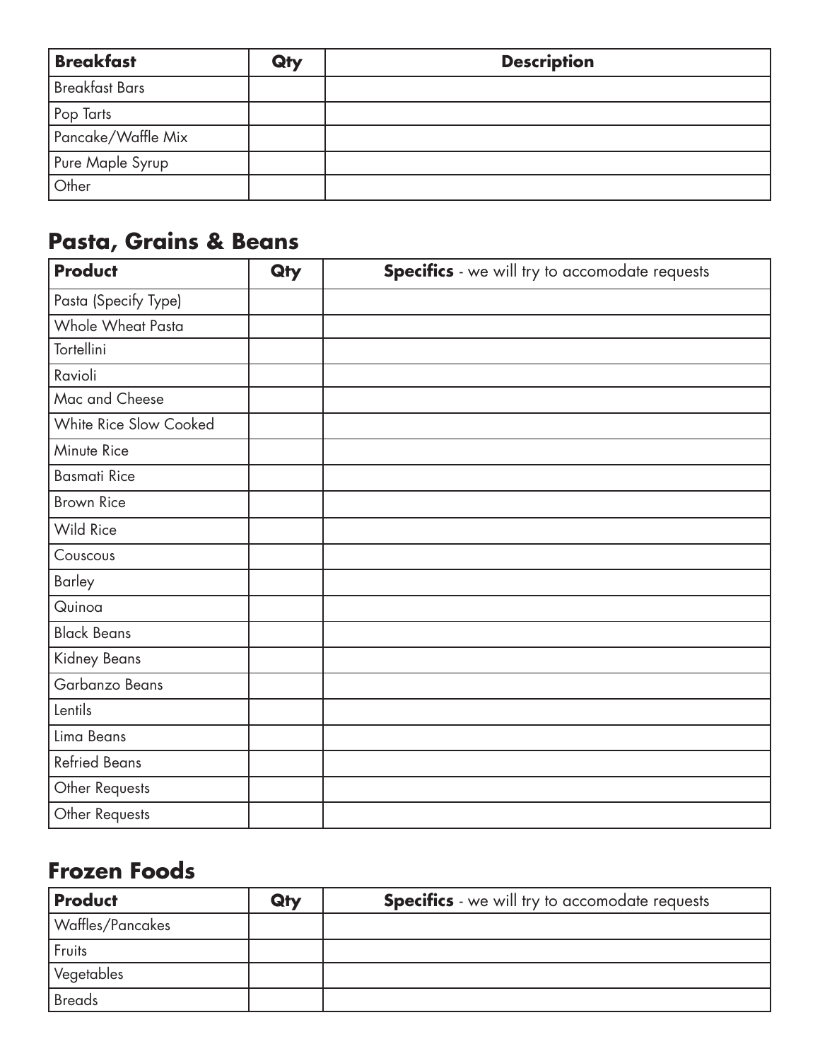| **Breakfast** | **Qty** | **Description** |
| --- | --- | --- |
| Breakfast Bars | | |
| Pop Tarts | | |
| Pancake/Waffle Mix | | |
| Pure Maple Syrup | | |
| Other | | |

## Pasta, Grains & Beans

| **Product** | **Qty** | **Specifics** - we will try to accomodate requests |
| --- | --- | --- |
| Pasta (Specify Type) | | |
| Whole Wheat Pasta | | |
| Tortellini | | |
| Ravioli | | |
| Mac and Cheese | | |
| White Rice Slow Cooked | | |
| Minute Rice | | |
| Basmati Rice | | |
| Brown Rice | | |
| Wild Rice | | |
| Couscous | | |
| Barley | | |
| Quinoa | | |
| Black Beans | | |
| Kidney Beans | | |
| Garbanzo Beans | | |
| Lentils | | |
| Lima Beans | | |
| Refried Beans | | |
| Other Requests | | |
| Other Requests | | |

## Frozen Foods

| **Product** | **Qty** | **Specifics** - we will try to accomodate requests |
| --- | --- | --- |
| Waffles/Pancakes | | |
| Fruits | | |
| Vegetables | | |
| Breads | | |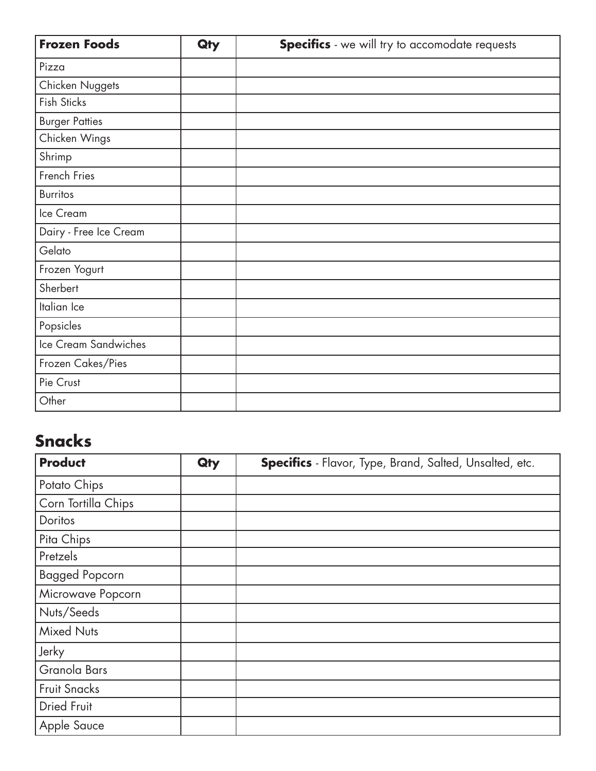| Frozen Foods | Qty | Specifics - we will try to accomodate requests |
|---|---|---|
| Pizza | | |
| Chicken Nuggets | | |
| Fish Sticks | | |
| Burger Patties | | |
| Chicken Wings | | |
| Shrimp | | |
| French Fries | | |
| Burritos | | |
| Ice Cream | | |
| Dairy - Free Ice Cream | | |
| Gelato | | |
| Frozen Yogurt | | |
| Sherbert | | |
| Italian Ice | | |
| Popsicles | | |
| Ice Cream Sandwiches | | |
| Frozen Cakes/Pies | | |
| Pie Crust | | |
| Other | | |

## Snacks

| Product | Qty | Specifics - Flavor, Type, Brand, Salted, Unsalted, etc. |
|---|---|---|
| Potato Chips | | |
| Corn Tortilla Chips | | |
| Doritos | | |
| Pita Chips | | |
| Pretzels | | |
| Bagged Popcorn | | |
| Microwave Popcorn | | |
| Nuts/Seeds | | |
| Mixed Nuts | | |
| Jerky | | |
| Granola Bars | | |
| Fruit Snacks | | |
| Dried Fruit | | |
| Apple Sauce | | |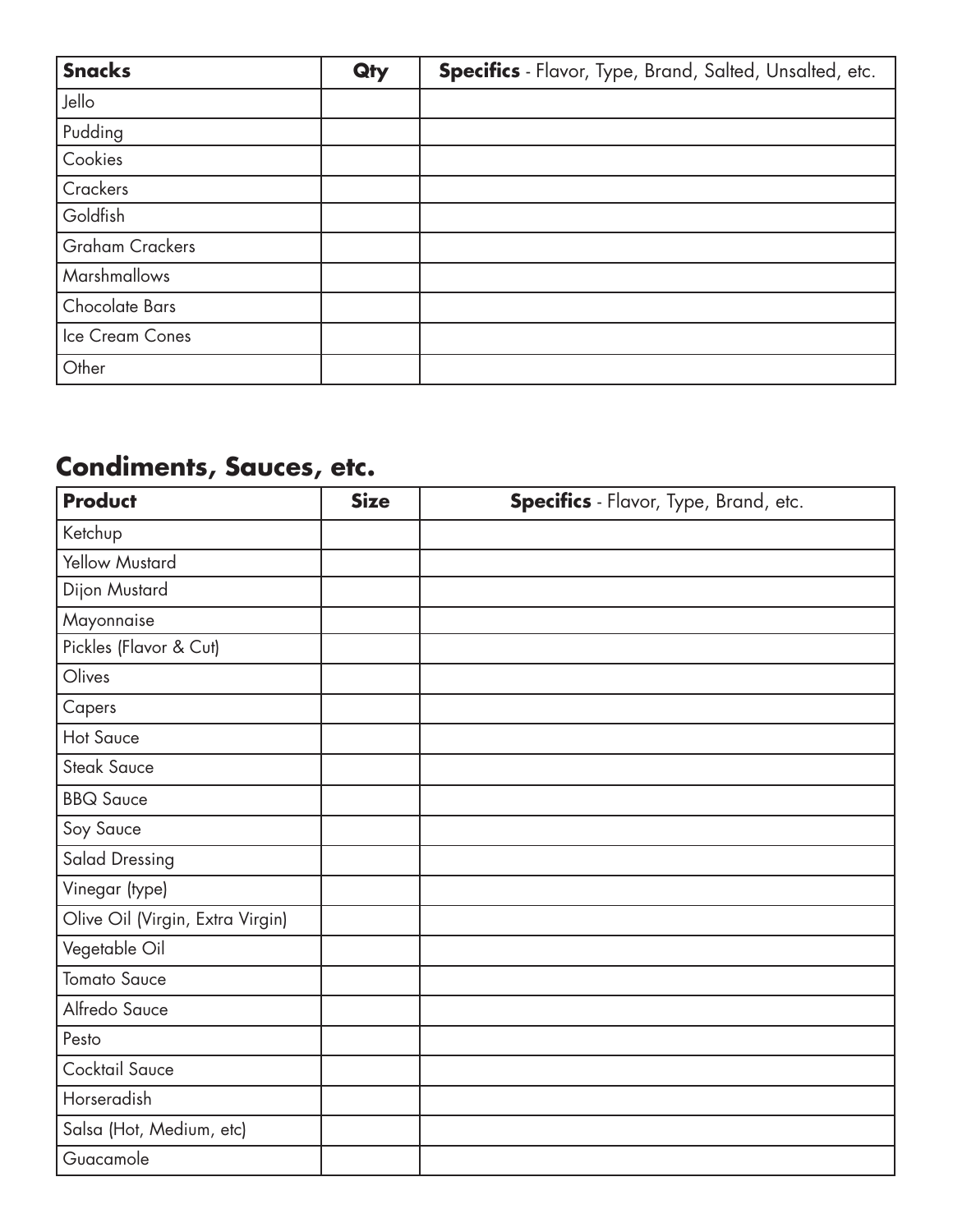| **Snacks** | **Qty** | **Specifics** - Flavor, Type, Brand, Salted, Unsalted, etc. |
|---|---|---|
| Jello | | |
| Pudding | | |
| Cookies | | |
| Crackers | | |
| Goldfish | | |
| Graham Crackers | | |
| Marshmallows | | |
| Chocolate Bars | | |
| Ice Cream Cones | | |
| Other | | |

## Condiments, Sauces, etc.

| **Product** | **Size** | **Specifics** - Flavor, Type, Brand, etc. |
|---|---|---|
| Ketchup | | |
| Yellow Mustard | | |
| Dijon Mustard | | |
| Mayonnaise | | |
| Pickles (Flavor & Cut) | | |
| Olives | | |
| Capers | | |
| Hot Sauce | | |
| Steak Sauce | | |
| BBQ Sauce | | |
| Soy Sauce | | |
| Salad Dressing | | |
| Vinegar (type) | | |
| Olive Oil (Virgin, Extra Virgin) | | |
| Vegetable Oil | | |
| Tomato Sauce | | |
| Alfredo Sauce | | |
| Pesto | | |
| Cocktail Sauce | | |
| Horseradish | | |
| Salsa (Hot, Medium, etc) | | |
| Guacamole | | |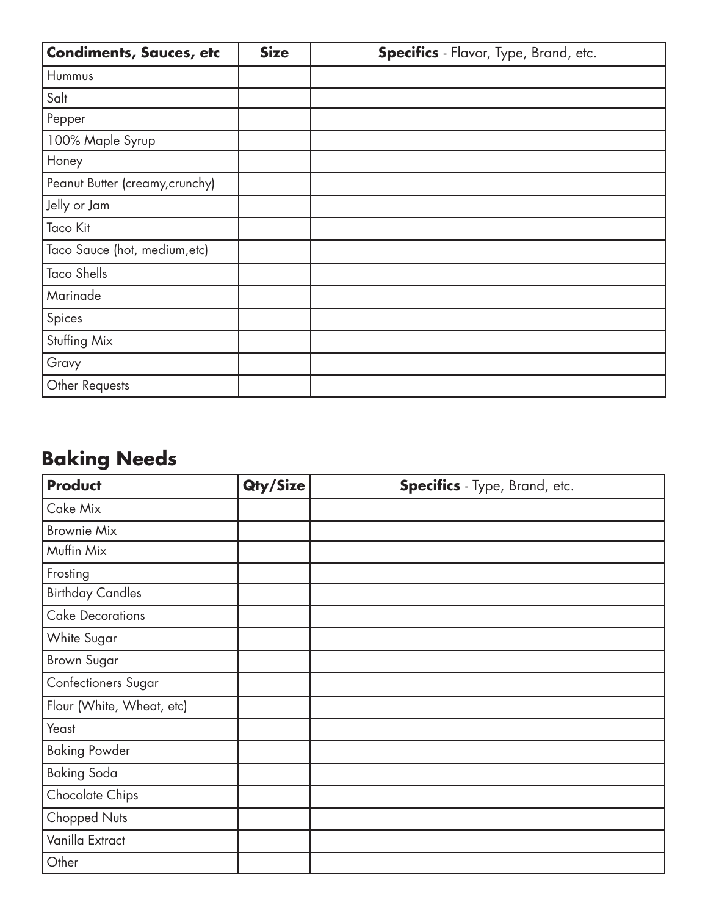| **Condiments, Sauces, etc** | **Size** | **Specifics** - Flavor, Type, Brand, etc. |
| --- | --- | --- |
| Hummus | | |
| Salt | | |
| Pepper | | |
| 100% Maple Syrup | | |
| Honey | | |
| Peanut Butter (creamy,crunchy) | | |
| Jelly or Jam | | |
| Taco Kit | | |
| Taco Sauce (hot, medium,etc) | | |
| Taco Shells | | |
| Marinade | | |
| Spices | | |
| Stuffing Mix | | |
| Gravy | | |
| Other Requests | | |

## Baking Needs

| **Product** | **Qty/Size** | **Specifics** - Type, Brand, etc. |
| --- | --- | --- |
| Cake Mix | | |
| Brownie Mix | | |
| Muffin Mix | | |
| Frosting | | |
| Birthday Candles | | |
| Cake Decorations | | |
| White Sugar | | |
| Brown Sugar | | |
| Confectioners Sugar | | |
| Flour (White, Wheat, etc) | | |
| Yeast | | |
| Baking Powder | | |
| Baking Soda | | |
| Chocolate Chips | | |
| Chopped Nuts | | |
| Vanilla Extract | | |
| Other | | |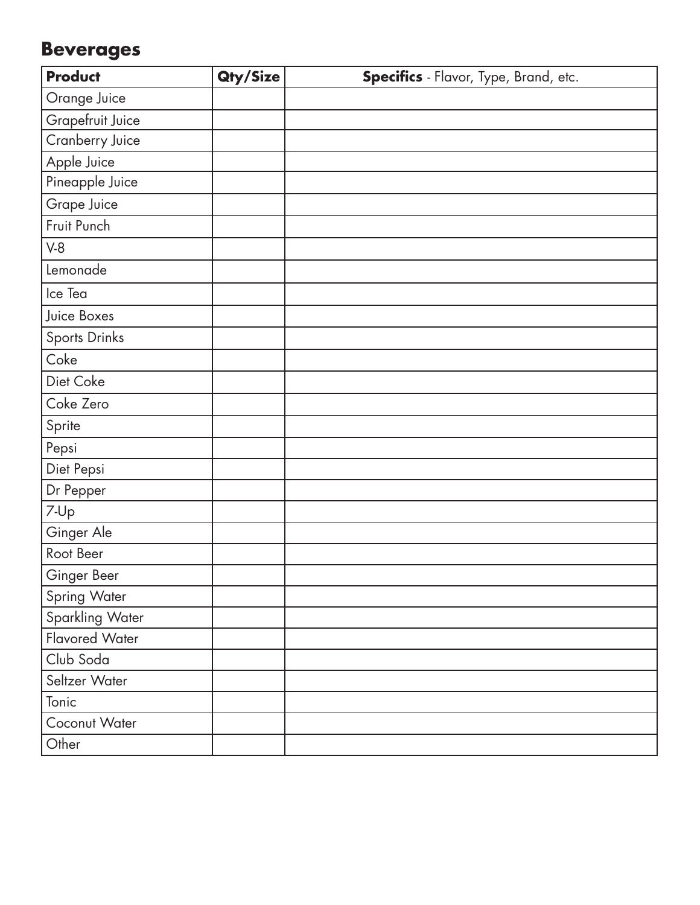## Beverages

| **Product** | **Qty/Size** | **Specifics** - Flavor, Type, Brand, etc. |
|---|---|---|
| Orange Juice | | |
| Grapefruit Juice | | |
| Cranberry Juice | | |
| Apple Juice | | |
| Pineapple Juice | | |
| Grape Juice | | |
| Fruit Punch | | |
| V-8 | | |
| Lemonade | | |
| Ice Tea | | |
| Juice Boxes | | |
| Sports Drinks | | |
| Coke | | |
| Diet Coke | | |
| Coke Zero | | |
| Sprite | | |
| Pepsi | | |
| Diet Pepsi | | |
| Dr Pepper | | |
| 7-Up | | |
| Ginger Ale | | |
| Root Beer | | |
| Ginger Beer | | |
| Spring Water | | |
| Sparkling Water | | |
| Flavored Water | | |
| Club Soda | | |
| Seltzer Water | | |
| Tonic | | |
| Coconut Water | | |
| Other | | |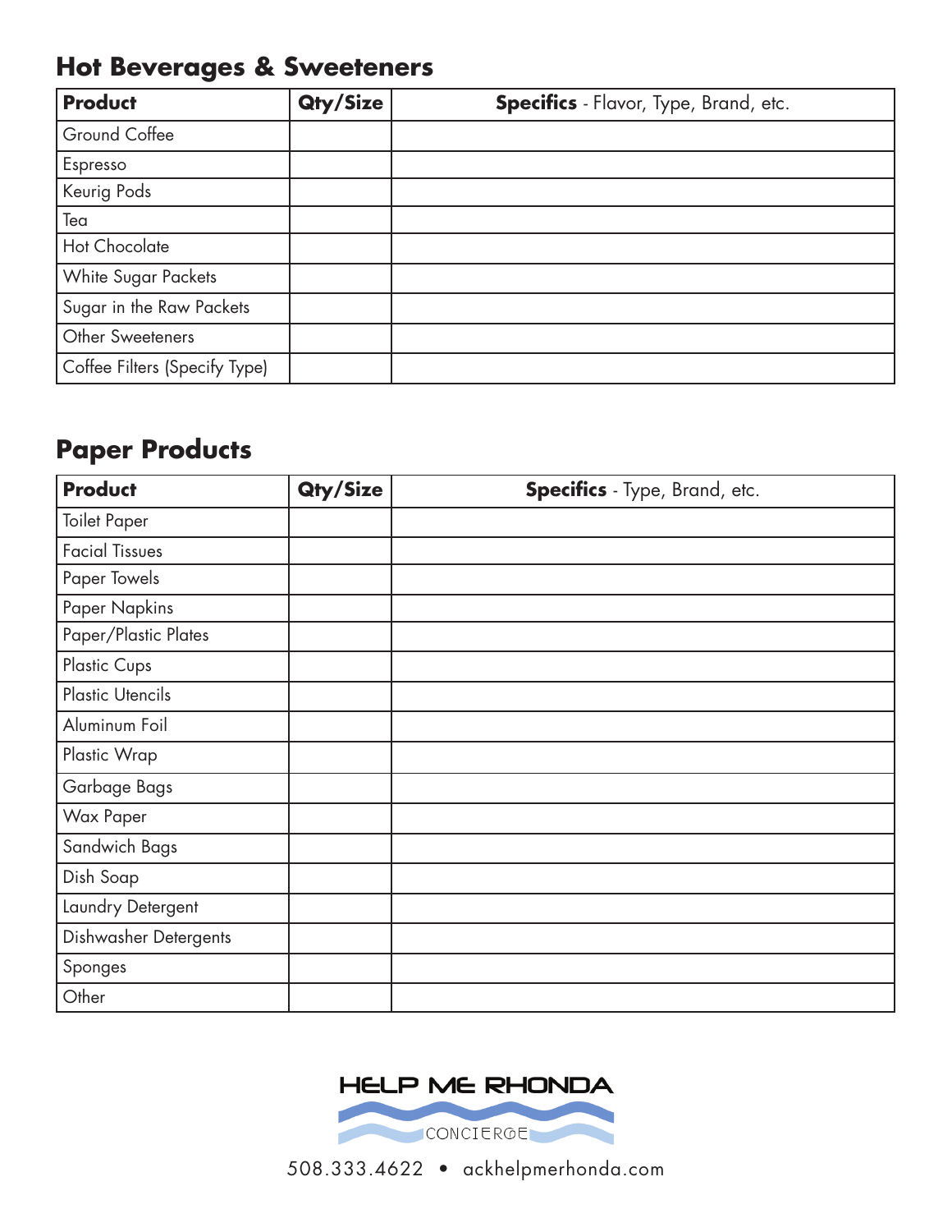## Hot Beverages & Sweeteners

| **Product** | **Qty/Size** | **Specifics** - Flavor, Type, Brand, etc. |
|---|---|---|
| Ground Coffee | | |
| Espresso | | |
| Keurig Pods | | |
| Tea | | |
| Hot Chocolate | | |
| White Sugar Packets | | |
| Sugar in the Raw Packets | | |
| Other Sweeteners | | |
| Coffee Filters (Specify Type) | | |

## Paper Products

| **Product** | **Qty/Size** | **Specifics** - Type, Brand, etc. |
|---|---|---|
| Toilet Paper | | |
| Facial Tissues | | |
| Paper Towels | | |
| Paper Napkins | | |
| Paper/Plastic Plates | | |
| Plastic Cups | | |
| Plastic Utencils | | |
| Aluminum Foil | | |
| Plastic Wrap | | |
| Garbage Bags | | |
| Wax Paper | | |
| Sandwich Bags | | |
| Dish Soap | | |
| Laundry Detergent | | |
| Dishwasher Detergents | | |
| Sponges | | |
| Other | | |

HELP ME RHONDA
CONCIERGE

508.333.4622 • ackhelpmerhonda.com